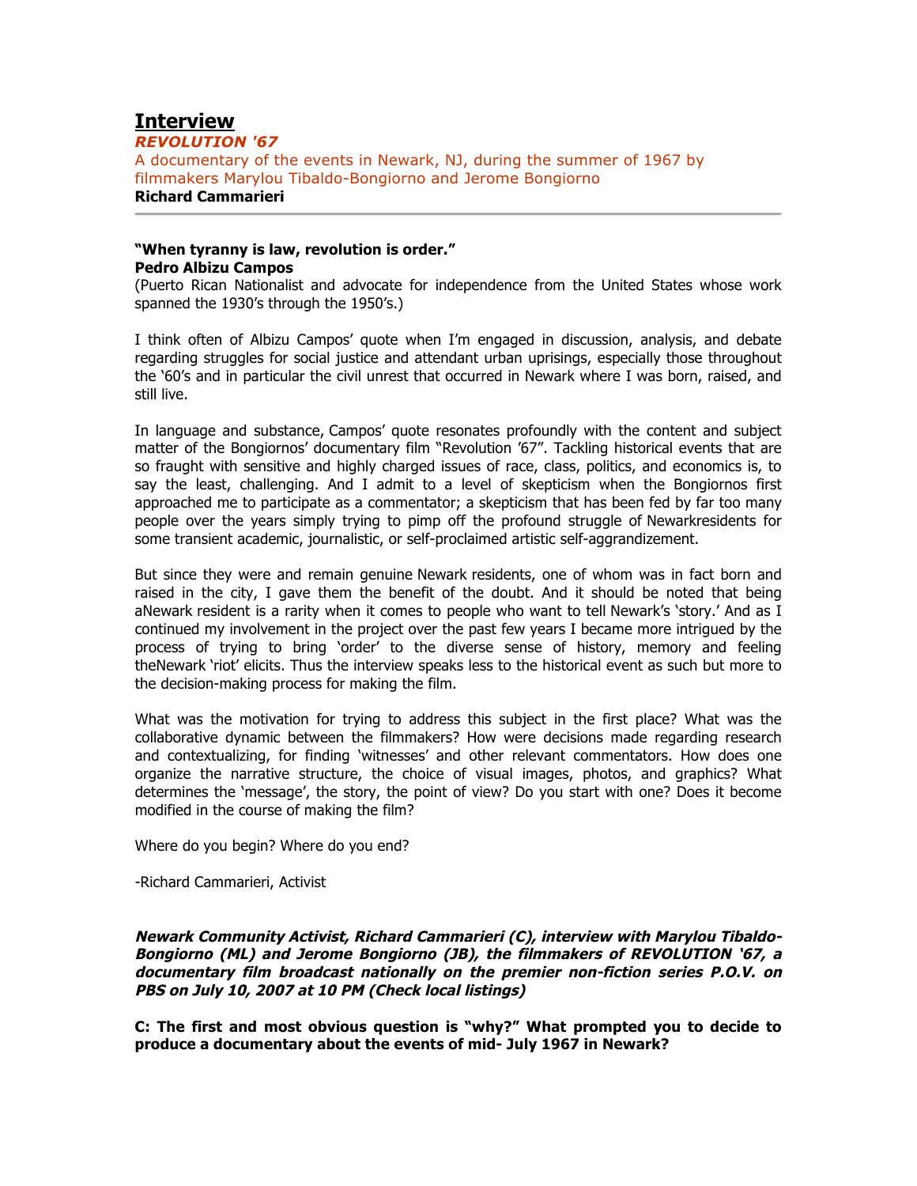# Interview

***REVOLUTION '67***

A documentary of the events in Newark, NJ, during the summer of 1967 by filmmakers Marylou Tibaldo-Bongiorno and Jerome Bongiorno

**Richard Cammarieri**

---

**"When tyranny is law, revolution is order."**
**Pedro Albizu Campos**
(Puerto Rican Nationalist and advocate for independence from the United States whose work spanned the 1930's through the 1950's.)

I think often of Albizu Campos' quote when I'm engaged in discussion, analysis, and debate regarding struggles for social justice and attendant urban uprisings, especially those throughout the '60's and in particular the civil unrest that occurred in Newark where I was born, raised, and still live.

In language and substance, Campos' quote resonates profoundly with the content and subject matter of the Bongiornos' documentary film "Revolution '67". Tackling historical events that are so fraught with sensitive and highly charged issues of race, class, politics, and economics is, to say the least, challenging. And I admit to a level of skepticism when the Bongiornos first approached me to participate as a commentator; a skepticism that has been fed by far too many people over the years simply trying to pimp off the profound struggle of Newarkresidents for some transient academic, journalistic, or self-proclaimed artistic self-aggrandizement.

But since they were and remain genuine Newark residents, one of whom was in fact born and raised in the city, I gave them the benefit of the doubt. And it should be noted that being aNewark resident is a rarity when it comes to people who want to tell Newark's 'story.' And as I continued my involvement in the project over the past few years I became more intrigued by the process of trying to bring 'order' to the diverse sense of history, memory and feeling theNewark 'riot' elicits. Thus the interview speaks less to the historical event as such but more to the decision-making process for making the film.

What was the motivation for trying to address this subject in the first place? What was the collaborative dynamic between the filmmakers? How were decisions made regarding research and contextualizing, for finding 'witnesses' and other relevant commentators. How does one organize the narrative structure, the choice of visual images, photos, and graphics? What determines the 'message', the story, the point of view? Do you start with one? Does it become modified in the course of making the film?

Where do you begin? Where do you end?

-Richard Cammarieri, Activist

***Newark Community Activist, Richard Cammarieri (C), interview with Marylou Tibaldo-Bongiorno (ML) and Jerome Bongiorno (JB), the filmmakers of REVOLUTION '67, a documentary film broadcast nationally on the premier non-fiction series P.O.V. on PBS on July 10, 2007 at 10 PM (Check local listings)***

**C: The first and most obvious question is "why?" What prompted you to decide to produce a documentary about the events of mid- July 1967 in Newark?**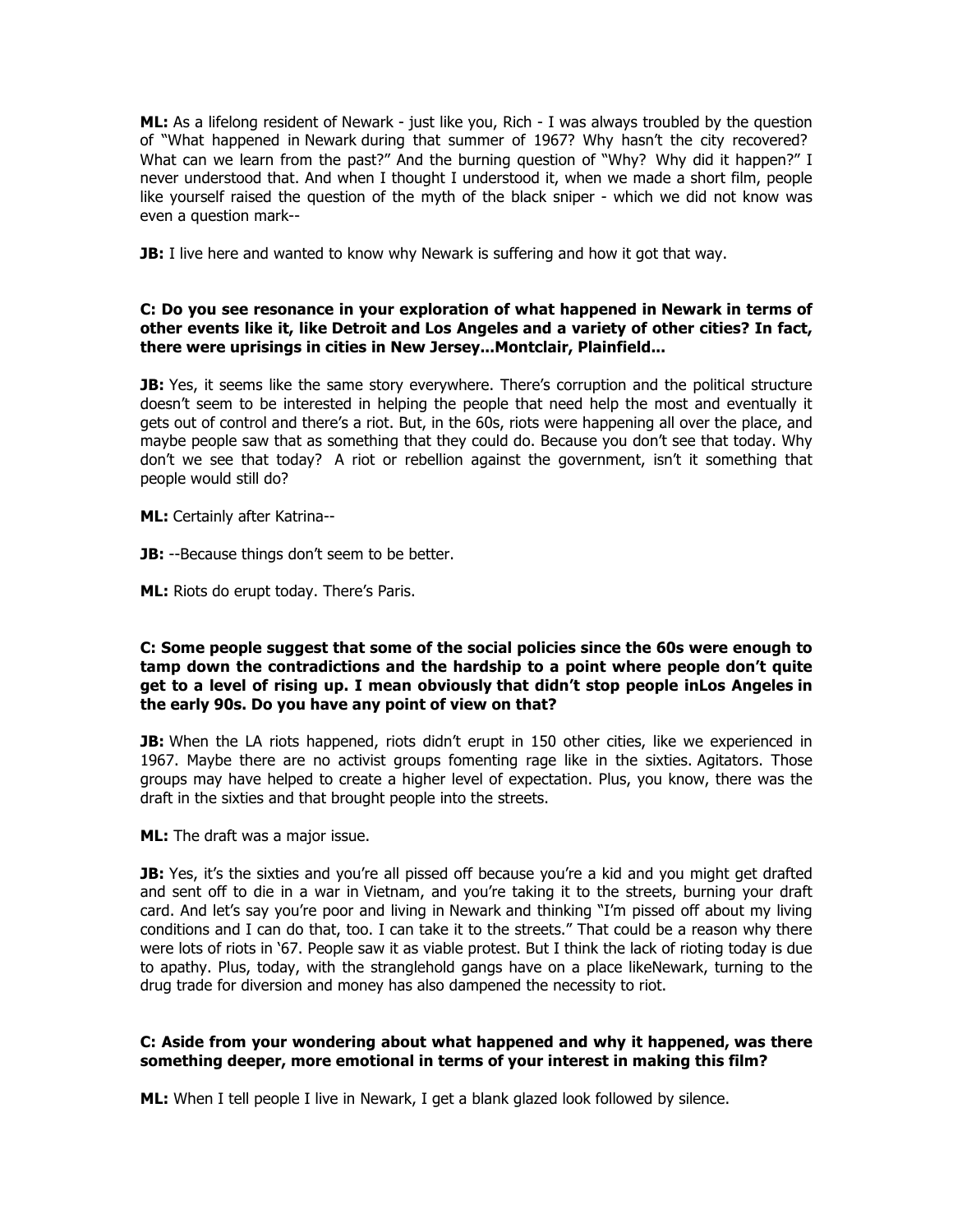**ML:** As a lifelong resident of Newark - just like you, Rich - I was always troubled by the question of "What happened in Newark during that summer of 1967? Why hasn't the city recovered? What can we learn from the past?" And the burning question of "Why? Why did it happen?" I never understood that. And when I thought I understood it, when we made a short film, people like yourself raised the question of the myth of the black sniper - which we did not know was even a question mark--

**JB:** I live here and wanted to know why Newark is suffering and how it got that way.

**C: Do you see resonance in your exploration of what happened in Newark in terms of other events like it, like Detroit and Los Angeles and a variety of other cities? In fact, there were uprisings in cities in New Jersey...Montclair, Plainfield...**

**JB:** Yes, it seems like the same story everywhere. There's corruption and the political structure doesn't seem to be interested in helping the people that need help the most and eventually it gets out of control and there's a riot. But, in the 60s, riots were happening all over the place, and maybe people saw that as something that they could do. Because you don't see that today. Why don't we see that today? A riot or rebellion against the government, isn't it something that people would still do?

**ML:** Certainly after Katrina--

**JB:** --Because things don't seem to be better.

**ML:** Riots do erupt today. There's Paris.

**C: Some people suggest that some of the social policies since the 60s were enough to tamp down the contradictions and the hardship to a point where people don't quite get to a level of rising up. I mean obviously that didn't stop people inLos Angeles in the early 90s. Do you have any point of view on that?**

**JB:** When the LA riots happened, riots didn't erupt in 150 other cities, like we experienced in 1967. Maybe there are no activist groups fomenting rage like in the sixties. Agitators. Those groups may have helped to create a higher level of expectation. Plus, you know, there was the draft in the sixties and that brought people into the streets.

**ML:** The draft was a major issue.

**JB:** Yes, it's the sixties and you're all pissed off because you're a kid and you might get drafted and sent off to die in a war in Vietnam, and you're taking it to the streets, burning your draft card. And let's say you're poor and living in Newark and thinking "I'm pissed off about my living conditions and I can do that, too. I can take it to the streets." That could be a reason why there were lots of riots in '67. People saw it as viable protest. But I think the lack of rioting today is due to apathy. Plus, today, with the stranglehold gangs have on a place likeNewark, turning to the drug trade for diversion and money has also dampened the necessity to riot.

**C: Aside from your wondering about what happened and why it happened, was there something deeper, more emotional in terms of your interest in making this film?**

**ML:** When I tell people I live in Newark, I get a blank glazed look followed by silence.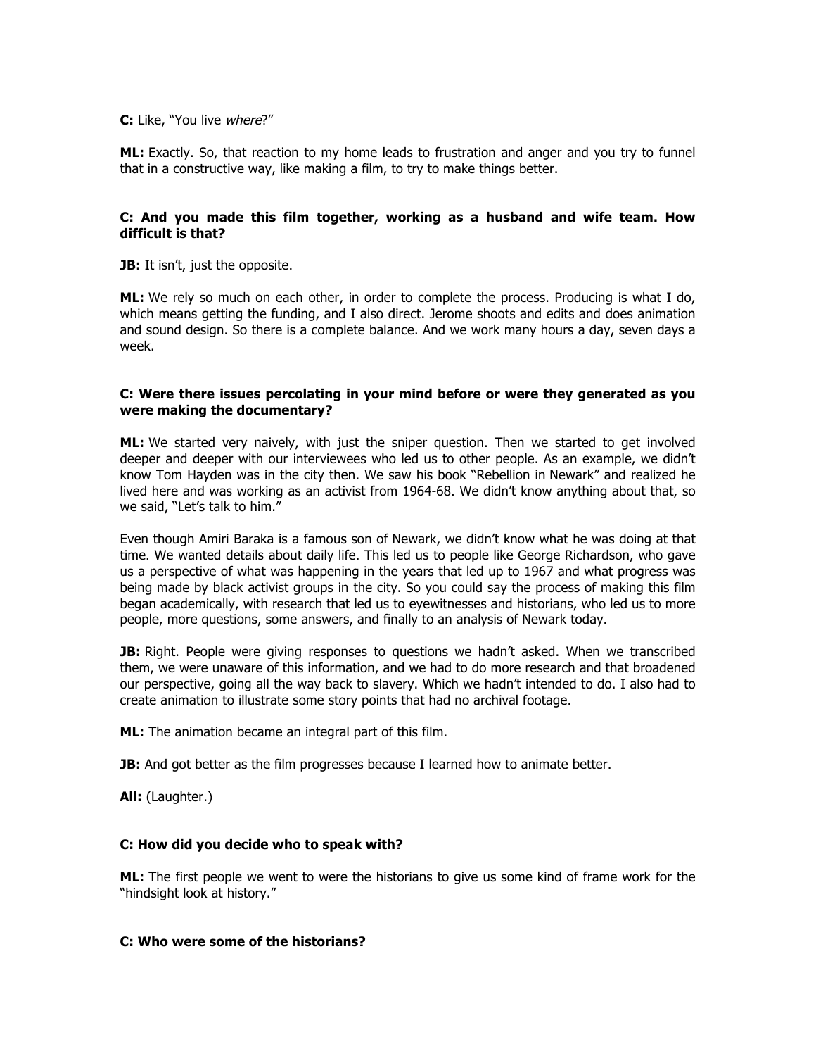**C:** Like, "You live *where*?"

**ML:** Exactly. So, that reaction to my home leads to frustration and anger and you try to funnel that in a constructive way, like making a film, to try to make things better.

**C: And you made this film together, working as a husband and wife team. How difficult is that?**

**JB:** It isn't, just the opposite.

**ML:** We rely so much on each other, in order to complete the process. Producing is what I do, which means getting the funding, and I also direct. Jerome shoots and edits and does animation and sound design. So there is a complete balance. And we work many hours a day, seven days a week.

**C: Were there issues percolating in your mind before or were they generated as you were making the documentary?**

**ML:** We started very naively, with just the sniper question. Then we started to get involved deeper and deeper with our interviewees who led us to other people. As an example, we didn't know Tom Hayden was in the city then. We saw his book "Rebellion in Newark" and realized he lived here and was working as an activist from 1964-68. We didn't know anything about that, so we said, "Let's talk to him."

Even though Amiri Baraka is a famous son of Newark, we didn't know what he was doing at that time. We wanted details about daily life. This led us to people like George Richardson, who gave us a perspective of what was happening in the years that led up to 1967 and what progress was being made by black activist groups in the city. So you could say the process of making this film began academically, with research that led us to eyewitnesses and historians, who led us to more people, more questions, some answers, and finally to an analysis of Newark today.

**JB:** Right. People were giving responses to questions we hadn't asked. When we transcribed them, we were unaware of this information, and we had to do more research and that broadened our perspective, going all the way back to slavery. Which we hadn't intended to do. I also had to create animation to illustrate some story points that had no archival footage.

**ML:** The animation became an integral part of this film.

**JB:** And got better as the film progresses because I learned how to animate better.

**All:** (Laughter.)

**C: How did you decide who to speak with?**

**ML:** The first people we went to were the historians to give us some kind of frame work for the "hindsight look at history."

**C: Who were some of the historians?**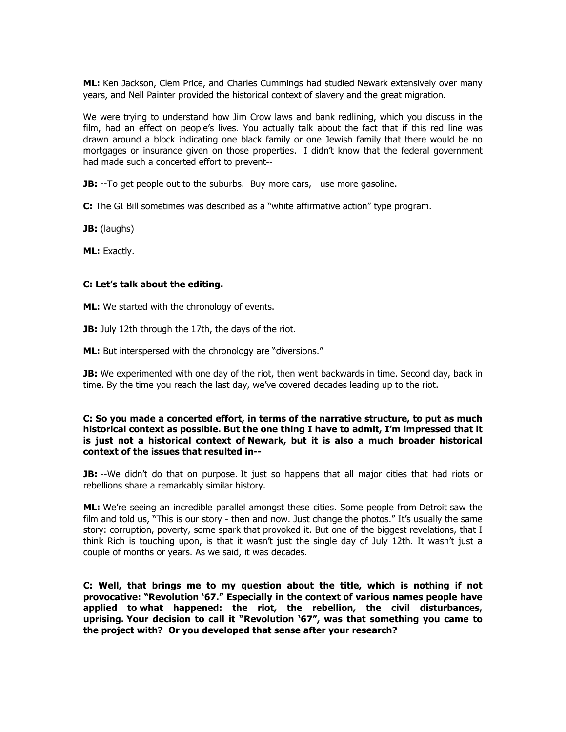**ML:** Ken Jackson, Clem Price, and Charles Cummings had studied Newark extensively over many years, and Nell Painter provided the historical context of slavery and the great migration.

We were trying to understand how Jim Crow laws and bank redlining, which you discuss in the film, had an effect on people's lives. You actually talk about the fact that if this red line was drawn around a block indicating one black family or one Jewish family that there would be no mortgages or insurance given on those properties. I didn't know that the federal government had made such a concerted effort to prevent--

**JB:** --To get people out to the suburbs. Buy more cars, use more gasoline.

**C:** The GI Bill sometimes was described as a "white affirmative action" type program.

**JB:** (laughs)

**ML:** Exactly.

**C: Let's talk about the editing.**

**ML:** We started with the chronology of events.

**JB:** July 12th through the 17th, the days of the riot.

**ML:** But interspersed with the chronology are "diversions."

**JB:** We experimented with one day of the riot, then went backwards in time. Second day, back in time. By the time you reach the last day, we've covered decades leading up to the riot.

**C: So you made a concerted effort, in terms of the narrative structure, to put as much historical context as possible. But the one thing I have to admit, I'm impressed that it is just not a historical context of Newark, but it is also a much broader historical context of the issues that resulted in--**

**JB:** --We didn't do that on purpose. It just so happens that all major cities that had riots or rebellions share a remarkably similar history.

**ML:** We're seeing an incredible parallel amongst these cities. Some people from Detroit saw the film and told us, "This is our story - then and now. Just change the photos." It's usually the same story: corruption, poverty, some spark that provoked it. But one of the biggest revelations, that I think Rich is touching upon, is that it wasn't just the single day of July 12th. It wasn't just a couple of months or years. As we said, it was decades.

**C: Well, that brings me to my question about the title, which is nothing if not provocative: "Revolution '67." Especially in the context of various names people have applied to what happened: the riot, the rebellion, the civil disturbances, uprising. Your decision to call it "Revolution '67", was that something you came to the project with? Or you developed that sense after your research?**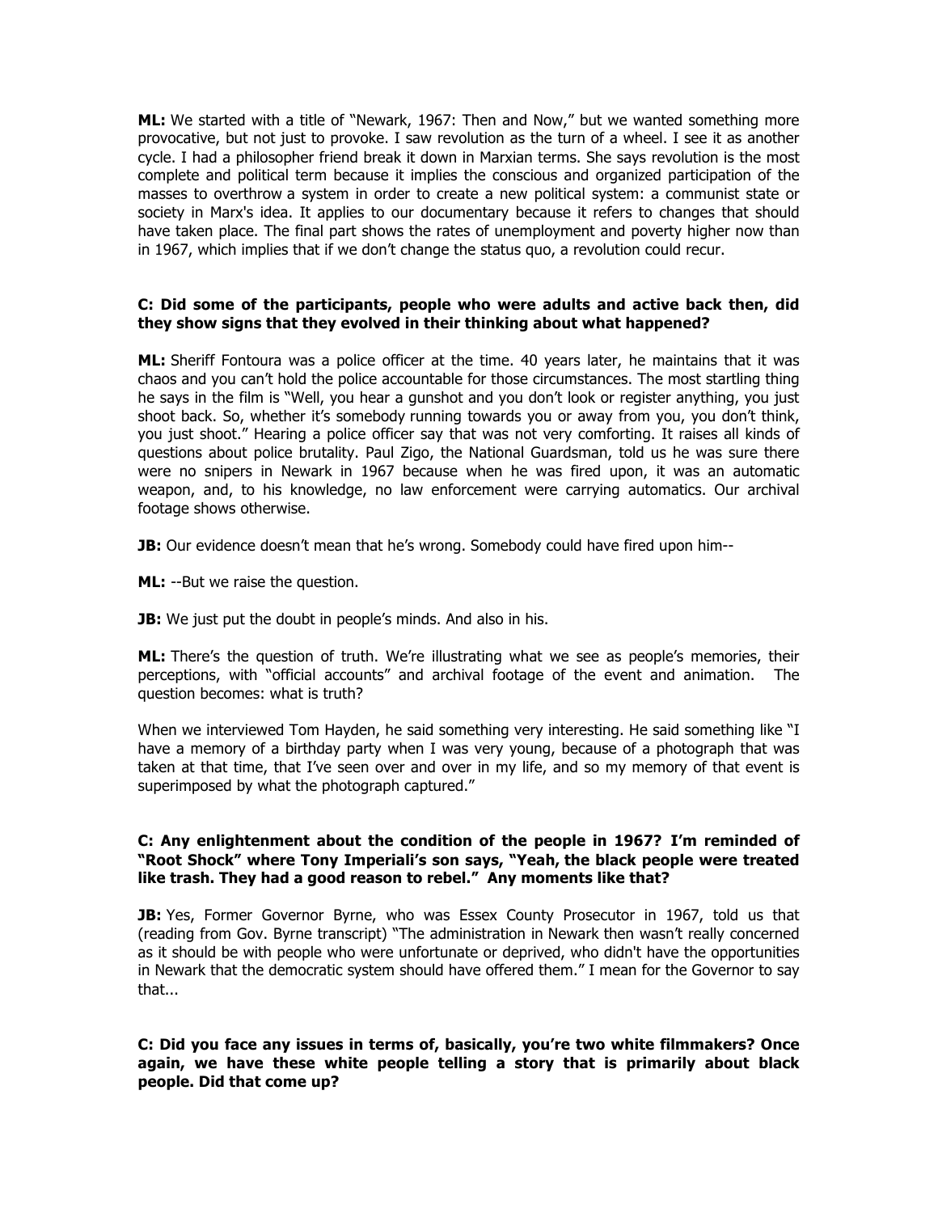**ML:** We started with a title of "Newark, 1967: Then and Now," but we wanted something more provocative, but not just to provoke. I saw revolution as the turn of a wheel. I see it as another cycle. I had a philosopher friend break it down in Marxian terms. She says revolution is the most complete and political term because it implies the conscious and organized participation of the masses to overthrow a system in order to create a new political system: a communist state or society in Marx's idea. It applies to our documentary because it refers to changes that should have taken place. The final part shows the rates of unemployment and poverty higher now than in 1967, which implies that if we don't change the status quo, a revolution could recur.

**C: Did some of the participants, people who were adults and active back then, did they show signs that they evolved in their thinking about what happened?**

**ML:** Sheriff Fontoura was a police officer at the time. 40 years later, he maintains that it was chaos and you can't hold the police accountable for those circumstances. The most startling thing he says in the film is "Well, you hear a gunshot and you don't look or register anything, you just shoot back. So, whether it's somebody running towards you or away from you, you don't think, you just shoot." Hearing a police officer say that was not very comforting. It raises all kinds of questions about police brutality. Paul Zigo, the National Guardsman, told us he was sure there were no snipers in Newark in 1967 because when he was fired upon, it was an automatic weapon, and, to his knowledge, no law enforcement were carrying automatics. Our archival footage shows otherwise.

**JB:** Our evidence doesn't mean that he's wrong. Somebody could have fired upon him--

**ML:** --But we raise the question.

**JB:** We just put the doubt in people's minds. And also in his.

**ML:** There's the question of truth. We're illustrating what we see as people's memories, their perceptions, with "official accounts" and archival footage of the event and animation. The question becomes: what is truth?

When we interviewed Tom Hayden, he said something very interesting. He said something like "I have a memory of a birthday party when I was very young, because of a photograph that was taken at that time, that I've seen over and over in my life, and so my memory of that event is superimposed by what the photograph captured."

**C: Any enlightenment about the condition of the people in 1967? I'm reminded of "Root Shock" where Tony Imperiali's son says, "Yeah, the black people were treated like trash. They had a good reason to rebel." Any moments like that?**

**JB:** Yes, Former Governor Byrne, who was Essex County Prosecutor in 1967, told us that (reading from Gov. Byrne transcript) "The administration in Newark then wasn't really concerned as it should be with people who were unfortunate or deprived, who didn't have the opportunities in Newark that the democratic system should have offered them." I mean for the Governor to say that...

**C: Did you face any issues in terms of, basically, you're two white filmmakers? Once again, we have these white people telling a story that is primarily about black people. Did that come up?**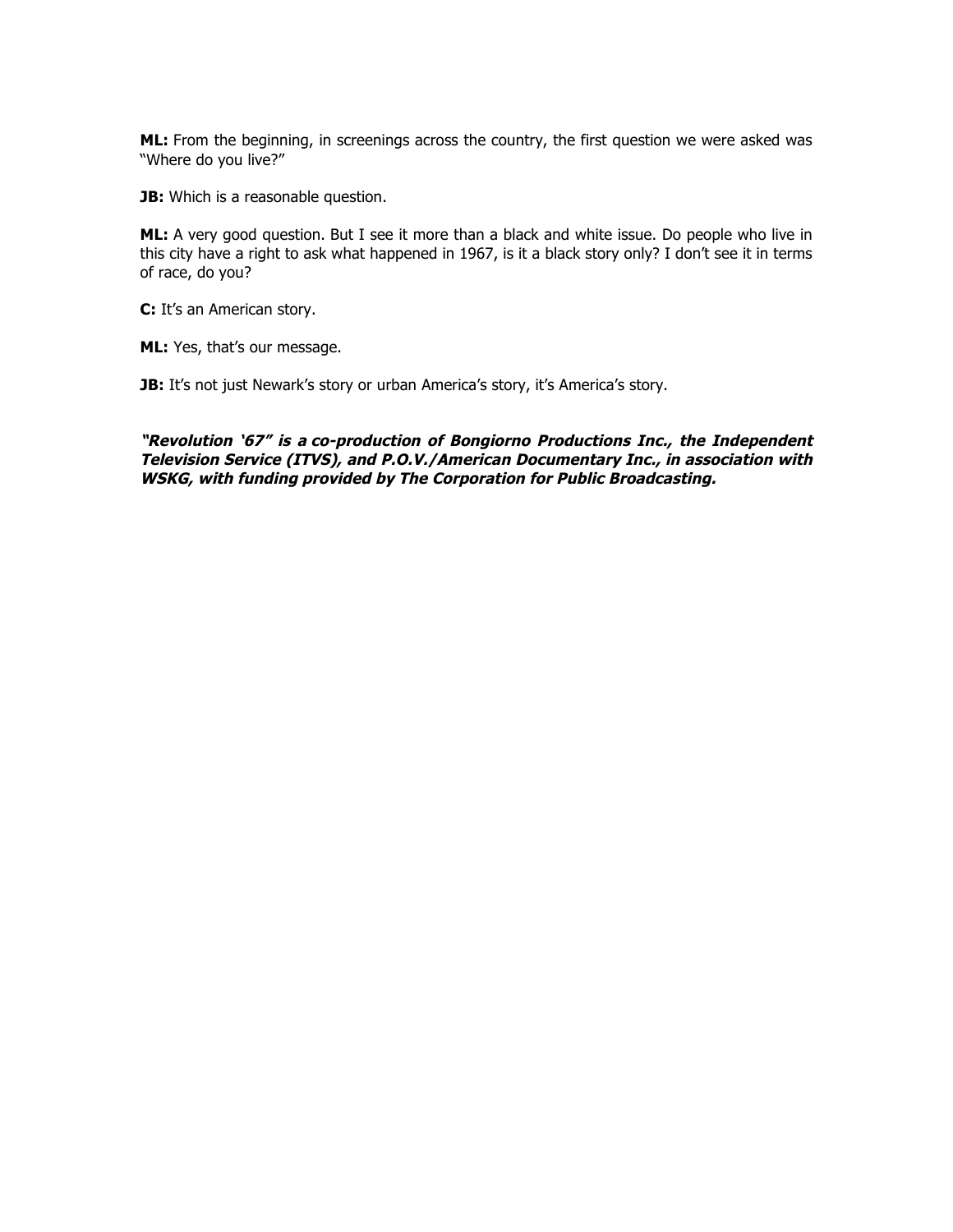**ML:** From the beginning, in screenings across the country, the first question we were asked was "Where do you live?"

**JB:** Which is a reasonable question.

**ML:** A very good question. But I see it more than a black and white issue. Do people who live in this city have a right to ask what happened in 1967, is it a black story only? I don't see it in terms of race, do you?

**C:** It's an American story.

**ML:** Yes, that's our message.

**JB:** It's not just Newark's story or urban America's story, it's America's story.

***"Revolution '67" is a co-production of Bongiorno Productions Inc., the Independent Television Service (ITVS), and P.O.V./American Documentary Inc., in association with WSKG, with funding provided by The Corporation for Public Broadcasting.***